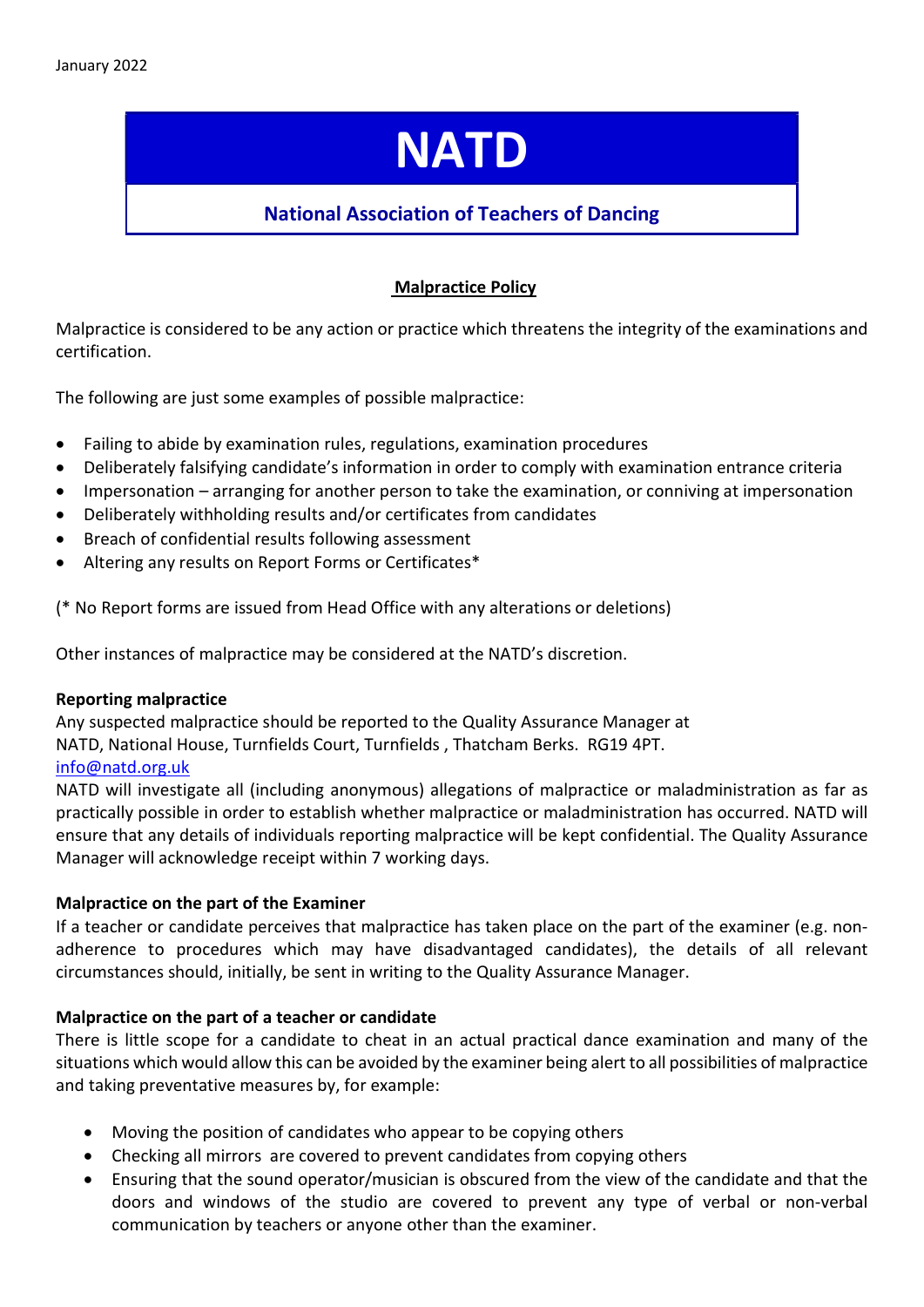January 2022

# NATD

## National Association of Teachers of Dancing

### Malpractice Policy

Malpractice is considered to be any action or practice which threatens the integrity of the examinations and certification.

The following are just some examples of possible malpractice:

- Failing to abide by examination rules, regulations, examination procedures
- Deliberately falsifying candidate's information in order to comply with examination entrance criteria
- Impersonation – arranging for another person to take the examination, or conniving at impersonation
- Deliberately withholding results and/or certificates from candidates
- Breach of confidential results following assessment
- Altering any results on Report Forms or Certificates*

(* No Report forms are issued from Head Office with any alterations or deletions)

Other instances of malpractice may be considered at the NATD's discretion.

**Reporting malpractice**

Any suspected malpractice should be reported to the Quality Assurance Manager at
NATD, National House, Turnfields Court, Turnfields , Thatcham Berks. RG19 4PT.
info@natd.org.uk

NATD will investigate all (including anonymous) allegations of malpractice or maladministration as far as practically possible in order to establish whether malpractice or maladministration has occurred. NATD will ensure that any details of individuals reporting malpractice will be kept confidential. The Quality Assurance Manager will acknowledge receipt within 7 working days.

**Malpractice on the part of the Examiner**

If a teacher or candidate perceives that malpractice has taken place on the part of the examiner (e.g. non-adherence to procedures which may have disadvantaged candidates), the details of all relevant circumstances should, initially, be sent in writing to the Quality Assurance Manager.

**Malpractice on the part of a teacher or candidate**

There is little scope for a candidate to cheat in an actual practical dance examination and many of the situations which would allow this can be avoided by the examiner being alert to all possibilities of malpractice and taking preventative measures by, for example:

- Moving the position of candidates who appear to be copying others
- Checking all mirrors are covered to prevent candidates from copying others
- Ensuring that the sound operator/musician is obscured from the view of the candidate and that the doors and windows of the studio are covered to prevent any type of verbal or non-verbal communication by teachers or anyone other than the examiner.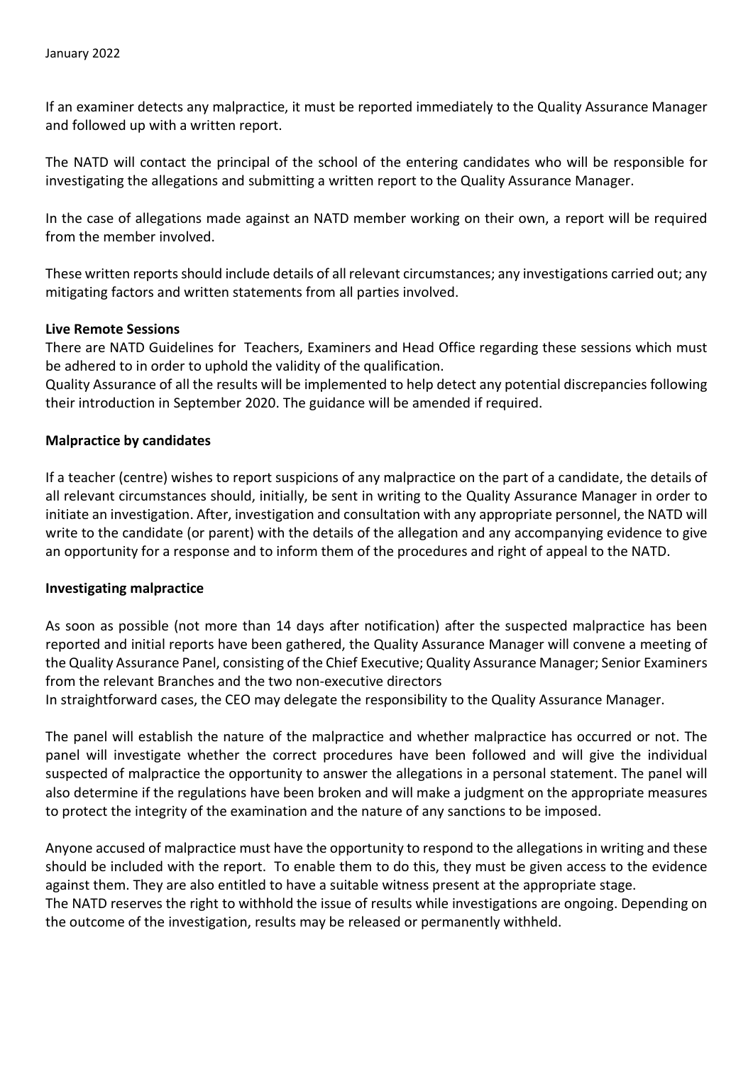If an examiner detects any malpractice, it must be reported immediately to the Quality Assurance Manager and followed up with a written report.

The NATD will contact the principal of the school of the entering candidates who will be responsible for investigating the allegations and submitting a written report to the Quality Assurance Manager.

In the case of allegations made against an NATD member working on their own, a report will be required from the member involved.

These written reports should include details of all relevant circumstances; any investigations carried out; any mitigating factors and written statements from all parties involved.

**Live Remote Sessions**

There are NATD Guidelines for Teachers, Examiners and Head Office regarding these sessions which must be adhered to in order to uphold the validity of the qualification.

Quality Assurance of all the results will be implemented to help detect any potential discrepancies following their introduction in September 2020. The guidance will be amended if required.

**Malpractice by candidates**

If a teacher (centre) wishes to report suspicions of any malpractice on the part of a candidate, the details of all relevant circumstances should, initially, be sent in writing to the Quality Assurance Manager in order to initiate an investigation. After, investigation and consultation with any appropriate personnel, the NATD will write to the candidate (or parent) with the details of the allegation and any accompanying evidence to give an opportunity for a response and to inform them of the procedures and right of appeal to the NATD.

**Investigating malpractice**

As soon as possible (not more than 14 days after notification) after the suspected malpractice has been reported and initial reports have been gathered, the Quality Assurance Manager will convene a meeting of the Quality Assurance Panel, consisting of the Chief Executive; Quality Assurance Manager; Senior Examiners from the relevant Branches and the two non-executive directors

In straightforward cases, the CEO may delegate the responsibility to the Quality Assurance Manager.

The panel will establish the nature of the malpractice and whether malpractice has occurred or not. The panel will investigate whether the correct procedures have been followed and will give the individual suspected of malpractice the opportunity to answer the allegations in a personal statement. The panel will also determine if the regulations have been broken and will make a judgment on the appropriate measures to protect the integrity of the examination and the nature of any sanctions to be imposed.

Anyone accused of malpractice must have the opportunity to respond to the allegations in writing and these should be included with the report. To enable them to do this, they must be given access to the evidence against them. They are also entitled to have a suitable witness present at the appropriate stage.

The NATD reserves the right to withhold the issue of results while investigations are ongoing. Depending on the outcome of the investigation, results may be released or permanently withheld.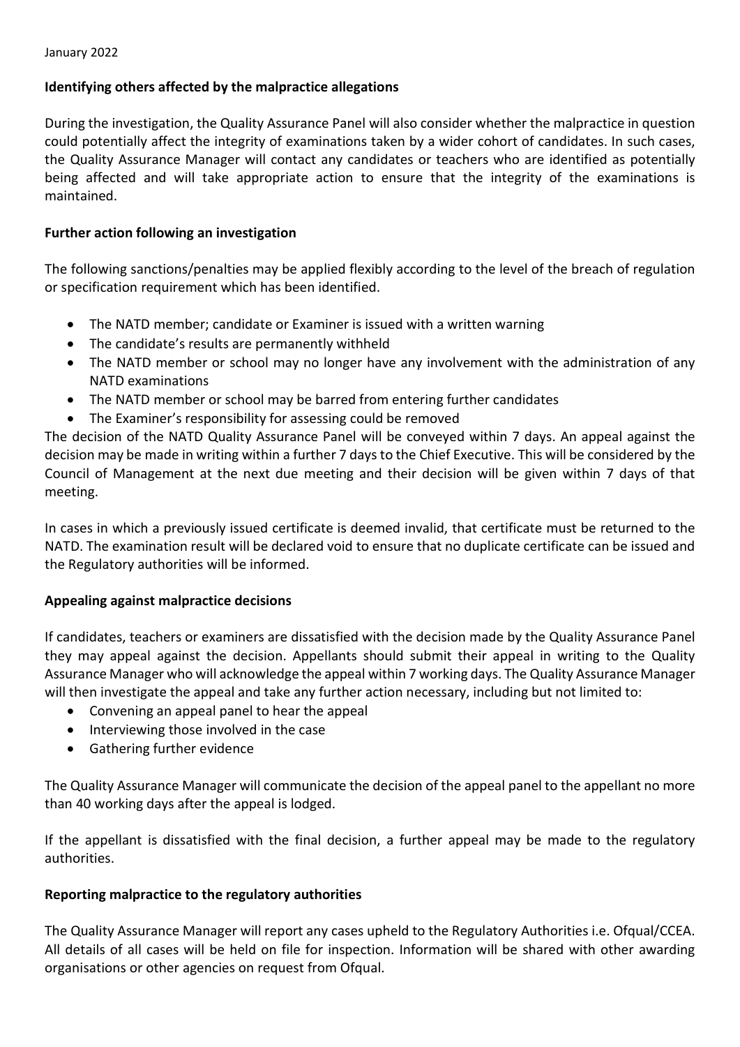January 2022

**Identifying others affected by the malpractice allegations**

During the investigation, the Quality Assurance Panel will also consider whether the malpractice in question could potentially affect the integrity of examinations taken by a wider cohort of candidates. In such cases, the Quality Assurance Manager will contact any candidates or teachers who are identified as potentially being affected and will take appropriate action to ensure that the integrity of the examinations is maintained.

**Further action following an investigation**

The following sanctions/penalties may be applied flexibly according to the level of the breach of regulation or specification requirement which has been identified.

- The NATD member; candidate or Examiner is issued with a written warning
- The candidate's results are permanently withheld
- The NATD member or school may no longer have any involvement with the administration of any NATD examinations
- The NATD member or school may be barred from entering further candidates
- The Examiner's responsibility for assessing could be removed

The decision of the NATD Quality Assurance Panel will be conveyed within 7 days. An appeal against the decision may be made in writing within a further 7 days to the Chief Executive. This will be considered by the Council of Management at the next due meeting and their decision will be given within 7 days of that meeting.

In cases in which a previously issued certificate is deemed invalid, that certificate must be returned to the NATD. The examination result will be declared void to ensure that no duplicate certificate can be issued and the Regulatory authorities will be informed.

**Appealing against malpractice decisions**

If candidates, teachers or examiners are dissatisfied with the decision made by the Quality Assurance Panel they may appeal against the decision. Appellants should submit their appeal in writing to the Quality Assurance Manager who will acknowledge the appeal within 7 working days. The Quality Assurance Manager will then investigate the appeal and take any further action necessary, including but not limited to:

- Convening an appeal panel to hear the appeal
- Interviewing those involved in the case
- Gathering further evidence

The Quality Assurance Manager will communicate the decision of the appeal panel to the appellant no more than 40 working days after the appeal is lodged.

If the appellant is dissatisfied with the final decision, a further appeal may be made to the regulatory authorities.

**Reporting malpractice to the regulatory authorities**

The Quality Assurance Manager will report any cases upheld to the Regulatory Authorities i.e. Ofqual/CCEA. All details of all cases will be held on file for inspection. Information will be shared with other awarding organisations or other agencies on request from Ofqual.